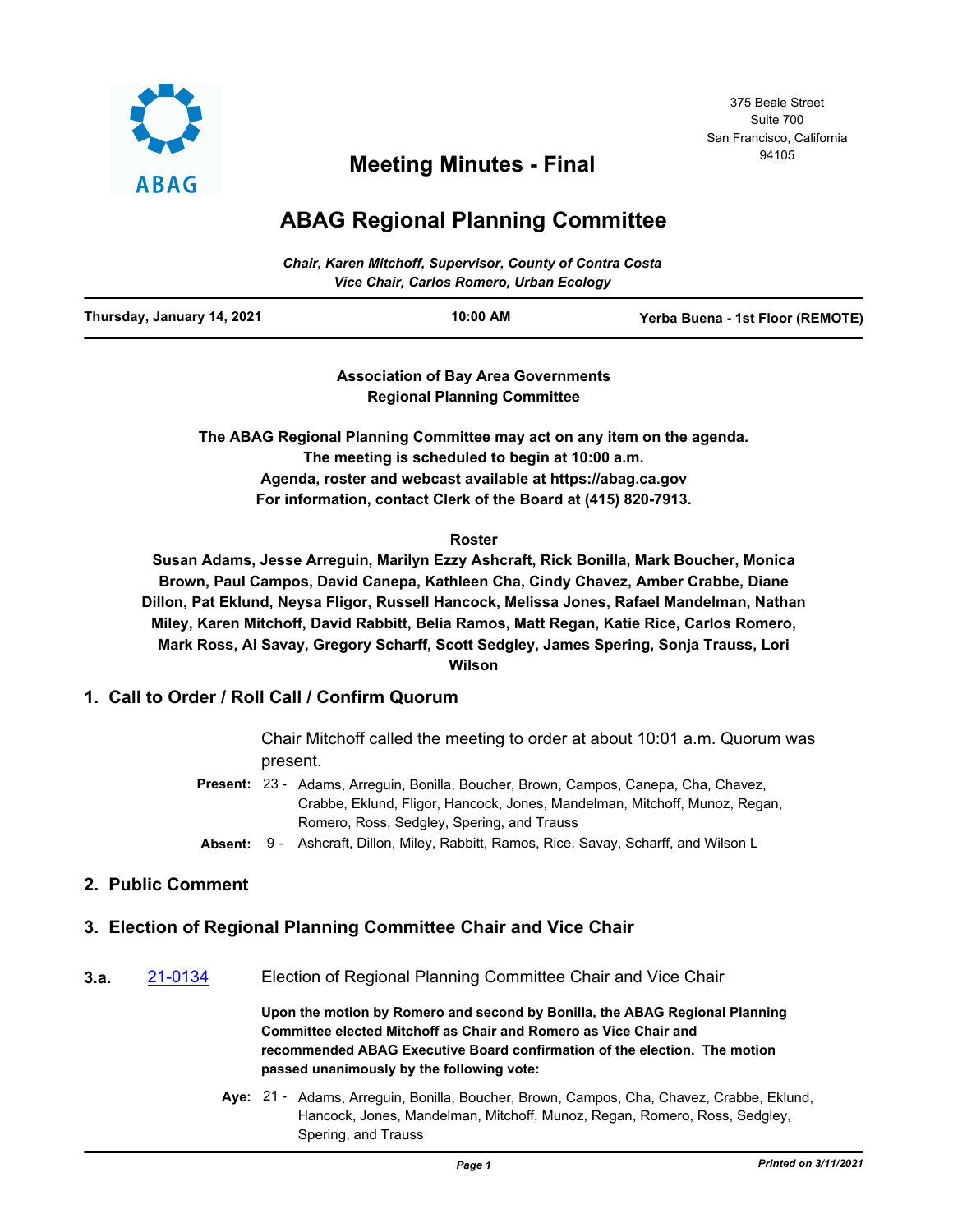ABAG

375 Beale Street
Suite 700
San Francisco, California
94105

# Meeting Minutes - Final

# ABAG Regional Planning Committee

*Chair, Karen Mitchoff, Supervisor, County of Contra Costa*
*Vice Chair, Carlos Romero, Urban Ecology*

**Thursday, January 14, 2021** | **10:00 AM** | **Yerba Buena - 1st Floor (REMOTE)**

**Association of Bay Area Governments**
**Regional Planning Committee**

**The ABAG Regional Planning Committee may act on any item on the agenda.**
**The meeting is scheduled to begin at 10:00 a.m.**
**Agenda, roster and webcast available at https://abag.ca.gov**
**For information, contact Clerk of the Board at (415) 820-7913.**

**Roster**

**Susan Adams, Jesse Arreguin, Marilyn Ezzy Ashcraft, Rick Bonilla, Mark Boucher, Monica Brown, Paul Campos, David Canepa, Kathleen Cha, Cindy Chavez, Amber Crabbe, Diane Dillon, Pat Eklund, Neysa Fligor, Russell Hancock, Melissa Jones, Rafael Mandelman, Nathan Miley, Karen Mitchoff, David Rabbitt, Belia Ramos, Matt Regan, Katie Rice, Carlos Romero, Mark Ross, Al Savay, Gregory Scharff, Scott Sedgley, James Spering, Sonja Trauss, Lori Wilson**

## 1. Call to Order / Roll Call / Confirm Quorum

Chair Mitchoff called the meeting to order at about 10:01 a.m. Quorum was present.

**Present:** 23 - Adams, Arreguin, Bonilla, Boucher, Brown, Campos, Canepa, Cha, Chavez, Crabbe, Eklund, Fligor, Hancock, Jones, Mandelman, Mitchoff, Munoz, Regan, Romero, Ross, Sedgley, Spering, and Trauss

**Absent:** 9 - Ashcraft, Dillon, Miley, Rabbitt, Ramos, Rice, Savay, Scharff, and Wilson L

## 2. Public Comment

## 3. Election of Regional Planning Committee Chair and Vice Chair

**3.a.** 21-0134 Election of Regional Planning Committee Chair and Vice Chair

**Upon the motion by Romero and second by Bonilla, the ABAG Regional Planning Committee elected Mitchoff as Chair and Romero as Vice Chair and recommended ABAG Executive Board confirmation of the election. The motion passed unanimously by the following vote:**

**Aye:** 21 - Adams, Arreguin, Bonilla, Boucher, Brown, Campos, Cha, Chavez, Crabbe, Eklund, Hancock, Jones, Mandelman, Mitchoff, Munoz, Regan, Romero, Ross, Sedgley, Spering, and Trauss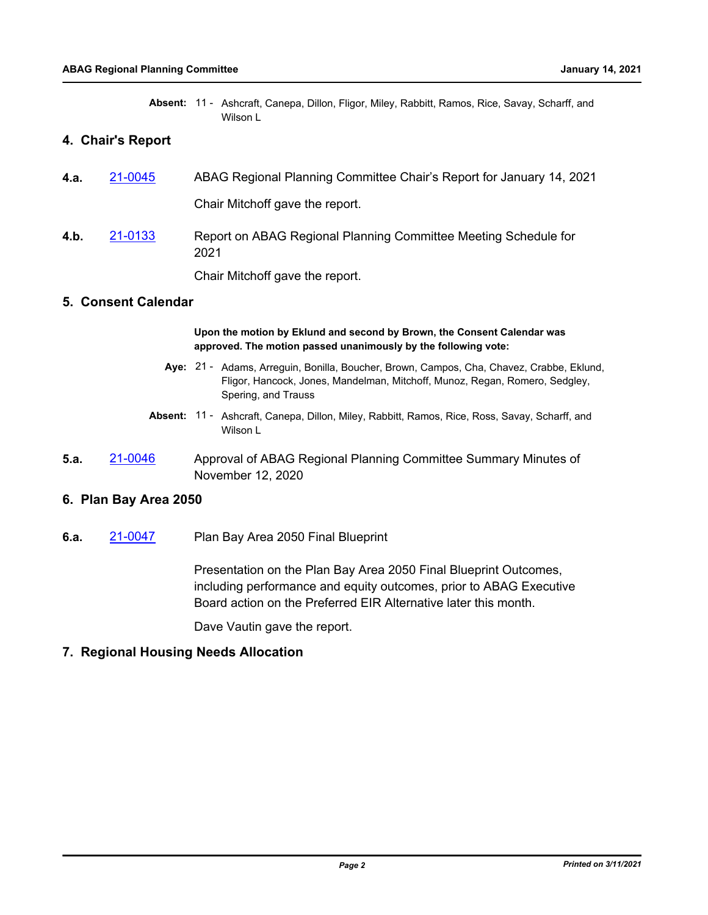**Absent:** 11 - Ashcraft, Canepa, Dillon, Fligor, Miley, Rabbitt, Ramos, Rice, Savay, Scharff, and Wilson L

## 4. Chair's Report

**4.a.** 21-0045 ABAG Regional Planning Committee Chair's Report for January 14, 2021

Chair Mitchoff gave the report.

**4.b.** 21-0133 Report on ABAG Regional Planning Committee Meeting Schedule for 2021

Chair Mitchoff gave the report.

## 5. Consent Calendar

**Upon the motion by Eklund and second by Brown, the Consent Calendar was approved. The motion passed unanimously by the following vote:**

**Aye:** 21 - Adams, Arreguin, Bonilla, Boucher, Brown, Campos, Cha, Chavez, Crabbe, Eklund, Fligor, Hancock, Jones, Mandelman, Mitchoff, Munoz, Regan, Romero, Sedgley, Spering, and Trauss

**Absent:** 11 - Ashcraft, Canepa, Dillon, Miley, Rabbitt, Ramos, Rice, Ross, Savay, Scharff, and Wilson L

**5.a.** 21-0046 Approval of ABAG Regional Planning Committee Summary Minutes of November 12, 2020

## 6. Plan Bay Area 2050

**6.a.** 21-0047 Plan Bay Area 2050 Final Blueprint

Presentation on the Plan Bay Area 2050 Final Blueprint Outcomes, including performance and equity outcomes, prior to ABAG Executive Board action on the Preferred EIR Alternative later this month.

Dave Vautin gave the report.

## 7. Regional Housing Needs Allocation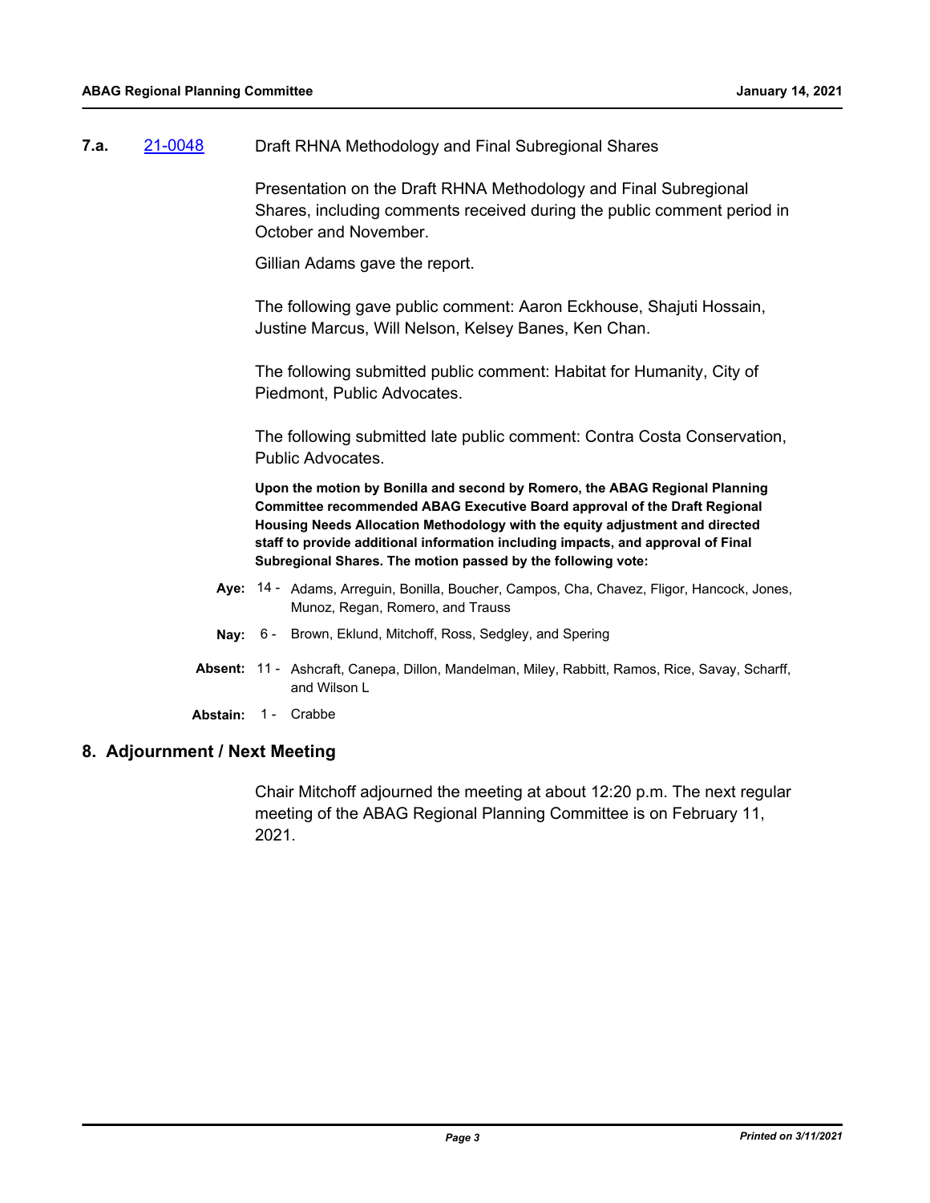**7.a.** 21-0048 Draft RHNA Methodology and Final Subregional Shares

Presentation on the Draft RHNA Methodology and Final Subregional Shares, including comments received during the public comment period in October and November.

Gillian Adams gave the report.

The following gave public comment: Aaron Eckhouse, Shajuti Hossain, Justine Marcus, Will Nelson, Kelsey Banes, Ken Chan.

The following submitted public comment: Habitat for Humanity, City of Piedmont, Public Advocates.

The following submitted late public comment: Contra Costa Conservation, Public Advocates.

**Upon the motion by Bonilla and second by Romero, the ABAG Regional Planning Committee recommended ABAG Executive Board approval of the Draft Regional Housing Needs Allocation Methodology with the equity adjustment and directed staff to provide additional information including impacts, and approval of Final Subregional Shares. The motion passed by the following vote:**

**Aye:** 14 - Adams, Arreguin, Bonilla, Boucher, Campos, Cha, Chavez, Fligor, Hancock, Jones, Munoz, Regan, Romero, and Trauss

**Nay:** 6 - Brown, Eklund, Mitchoff, Ross, Sedgley, and Spering

**Absent:** 11 - Ashcraft, Canepa, Dillon, Mandelman, Miley, Rabbitt, Ramos, Rice, Savay, Scharff, and Wilson L

**Abstain:** 1 - Crabbe

## 8. Adjournment / Next Meeting

Chair Mitchoff adjourned the meeting at about 12:20 p.m. The next regular meeting of the ABAG Regional Planning Committee is on February 11, 2021.